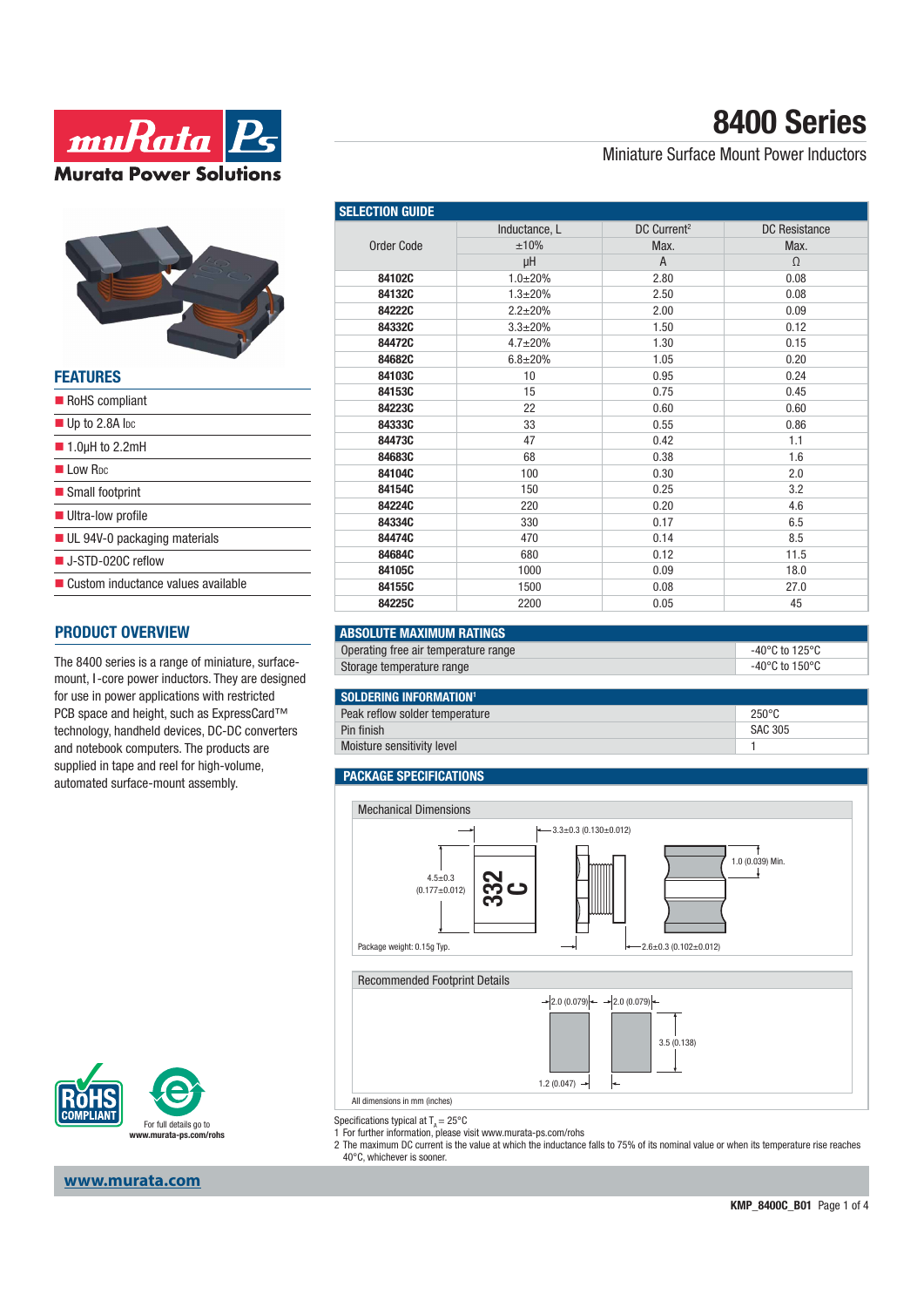# 8400 Series

Miniature Surface Mount Power Inductors

## FEATURES

- RoHS compliant
- Up to 2.8A $I_{DC}$
- 1.0µH to 2.2mH
- Low $R_{DC}$
- Small footprint
- Ultra-low profile
- UL 94V-0 packaging materials
- J-STD-020C reflow
- Custom inductance values available

## PRODUCT OVERVIEW

The 8400 series is a range of miniature, surface-mount, I-core power inductors. They are designed for use in power applications with restricted PCB space and height, such as ExpressCard™ technology, handheld devices, DC-DC converters and notebook computers. The products are supplied in tape and reel for high-volume, automated surface-mount assembly.

## SELECTION GUIDE

| Order Code | Inductance, L ±10% µH | DC Current[2] Max. A | DC Resistance Max. Ω |
|---|---|---|---|
| **84102C** | 1.0±20% | 2.80 | 0.08 |
| **84132C** | 1.3±20% | 2.50 | 0.08 |
| **84222C** | 2.2±20% | 2.00 | 0.09 |
| **84332C** | 3.3±20% | 1.50 | 0.12 |
| **84472C** | 4.7±20% | 1.30 | 0.15 |
| **84682C** | 6.8±20% | 1.05 | 0.20 |
| **84103C** | 10 | 0.95 | 0.24 |
| **84153C** | 15 | 0.75 | 0.45 |
| **84223C** | 22 | 0.60 | 0.60 |
| **84333C** | 33 | 0.55 | 0.86 |
| **84473C** | 47 | 0.42 | 1.1 |
| **84683C** | 68 | 0.38 | 1.6 |
| **84104C** | 100 | 0.30 | 2.0 |
| **84154C** | 150 | 0.25 | 3.2 |
| **84224C** | 220 | 0.20 | 4.6 |
| **84334C** | 330 | 0.17 | 6.5 |
| **84474C** | 470 | 0.14 | 8.5 |
| **84684C** | 680 | 0.12 | 11.5 |
| **84105C** | 1000 | 0.09 | 18.0 |
| **84155C** | 1500 | 0.08 | 27.0 |
| **84225C** | 2200 | 0.05 | 45 |

## ABSOLUTE MAXIMUM RATINGS

| Parameter | Value |
|---|---|
| Operating free air temperature range | -40°C to 125°C |
| Storage temperature range | -40°C to 150°C |

## SOLDERING INFORMATION[1]

| Parameter | Value |
|---|---|
| Peak reflow solder temperature | 250°C |
| Pin finish | SAC 305 |
| Moisture sensitivity level | 1 |

## PACKAGE SPECIFICATIONS

### Mechanical Dimensions

3.3±0.3 (0.130±0.012)

4.5±0.3 (0.177±0.012)

1.0 (0.039) Min.

2.6±0.3 (0.102±0.012)

Package weight: 0.15g Typ.

### Recommended Footprint Details

2.0 (0.079) 2.0 (0.079)

3.5 (0.138)

1.2 (0.047)

All dimensions in mm (inches)

Specifications typical at $T_A$ = 25°C

1 For further information, please visit www.murata-ps.com/rohs

2 The maximum DC current is the value at which the inductance falls to 75% of its nominal value or when its temperature rise reaches 40°C, whichever is sooner.

For full details go to www.murata-ps.com/rohs

www.murata.com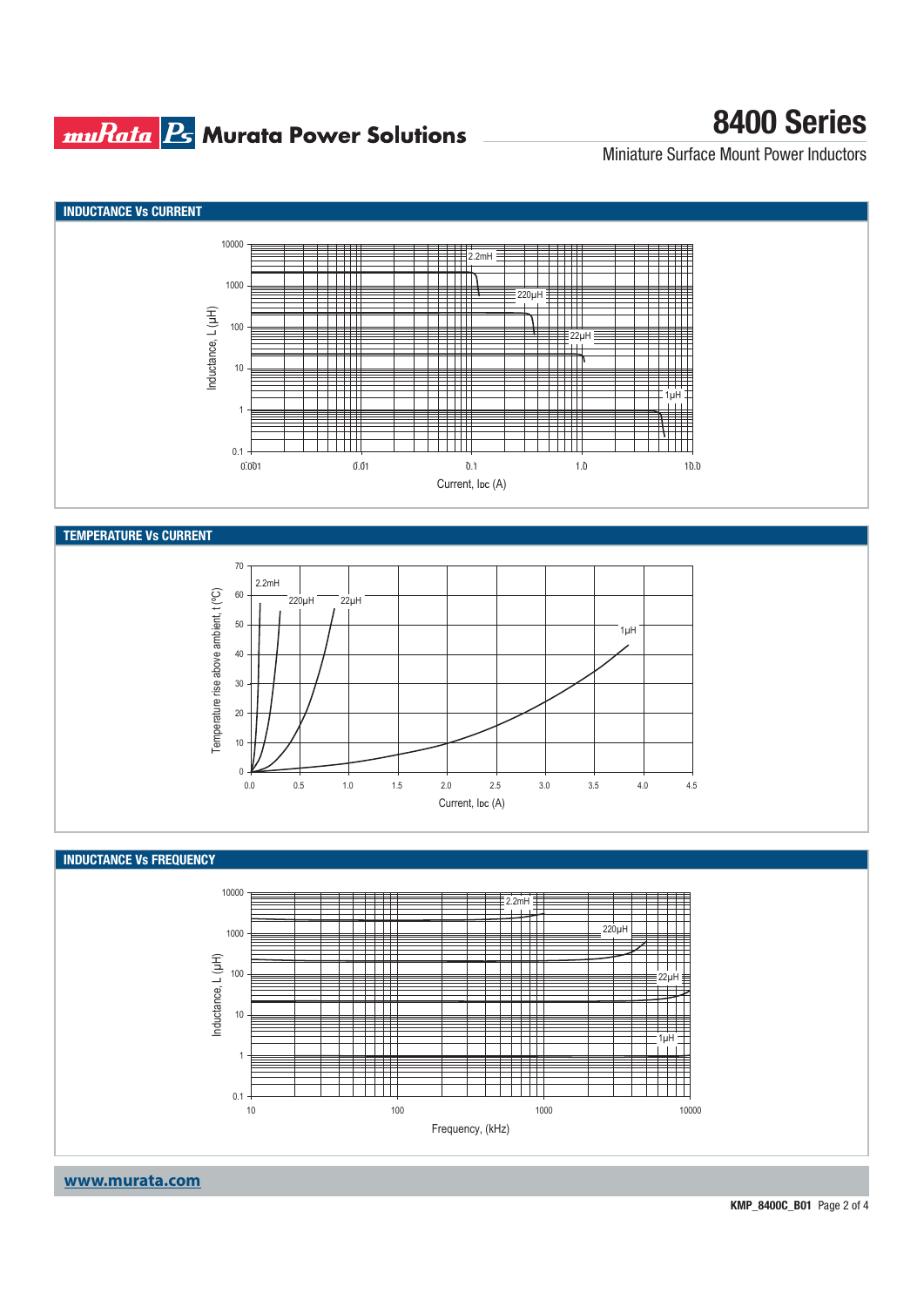## INDUCTANCE Vs CURRENT

## TEMPERATURE Vs CURRENT

## INDUCTANCE Vs FREQUENCY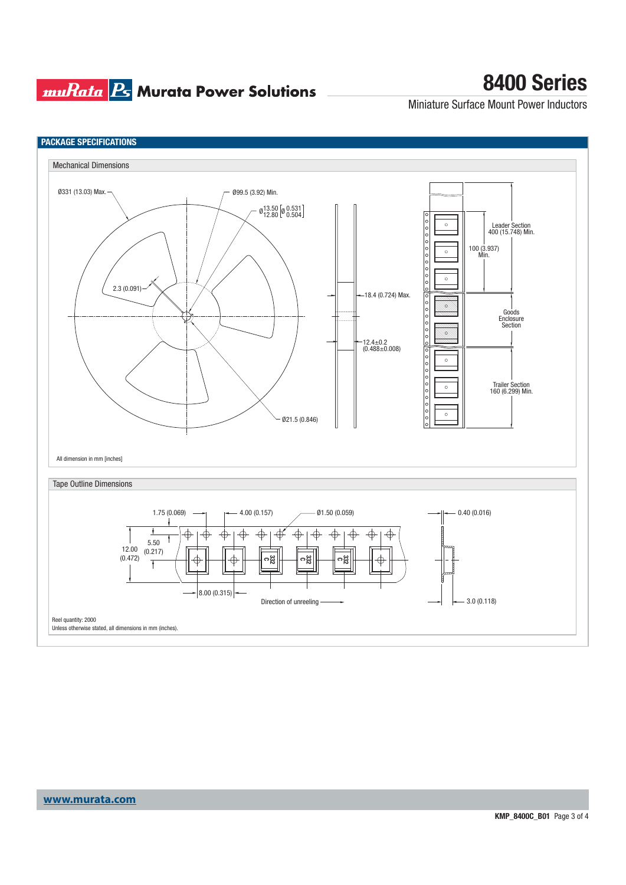## PACKAGE SPECIFICATIONS

### Mechanical Dimensions

Ø331 (13.03) Max.

Ø99.5 (3.92) Min.

Ø13.50/12.80 [Ø 0.531/0.504]

2.3 (0.091)

Ø21.5 (0.846)

18.4 (0.724) Max.

12.4±0.2 (0.488±0.008)

Leader Section 400 (15.748) Min.

100 (3.937) Min.

Goods Enclosure Section

Trailer Section 160 (6.299) Min.

All dimension in mm [inches]

### Tape Outline Dimensions

1.75 (0.069)

4.00 (0.157)

Ø1.50 (0.059)

0.40 (0.016)

12.00 (0.472)

5.50 (0.217)

8.00 (0.315)

Direction of unreeling

3.0 (0.118)

Reel quantity: 2000

Unless otherwise stated, all dimensions in mm (inches).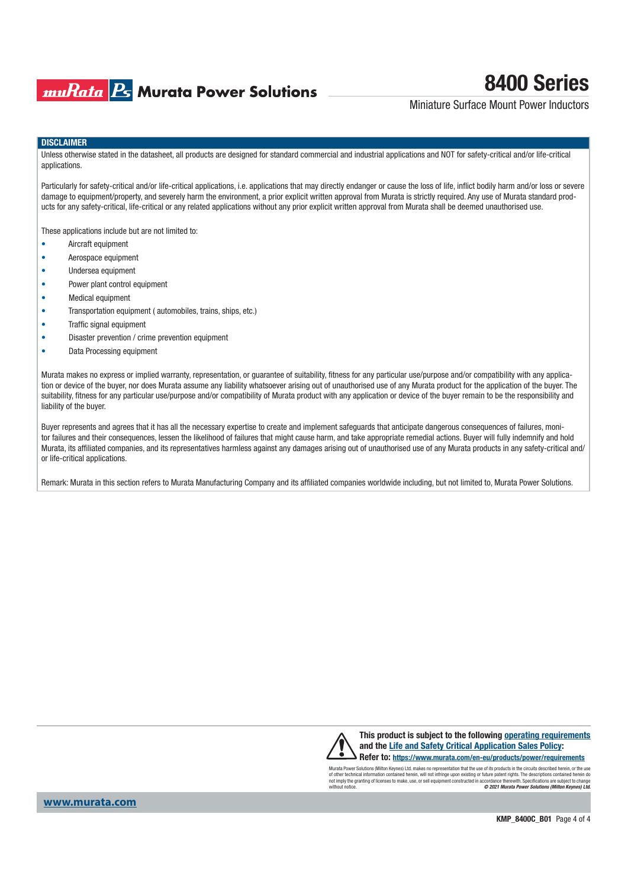## DISCLAIMER

Unless otherwise stated in the datasheet, all products are designed for standard commercial and industrial applications and NOT for safety-critical and/or life-critical applications.

Particularly for safety-critical and/or life-critical applications, i.e. applications that may directly endanger or cause the loss of life, inflict bodily harm and/or loss or severe damage to equipment/property, and severely harm the environment, a prior explicit written approval from Murata is strictly required. Any use of Murata standard products for any safety-critical, life-critical or any related applications without any prior explicit written approval from Murata shall be deemed unauthorised use.

These applications include but are not limited to:

- Aircraft equipment
- Aerospace equipment
- Undersea equipment
- Power plant control equipment
- Medical equipment
- Transportation equipment ( automobiles, trains, ships, etc.)
- Traffic signal equipment
- Disaster prevention / crime prevention equipment
- Data Processing equipment

Murata makes no express or implied warranty, representation, or guarantee of suitability, fitness for any particular use/purpose and/or compatibility with any application or device of the buyer, nor does Murata assume any liability whatsoever arising out of unauthorised use of any Murata product for the application of the buyer. The suitability, fitness for any particular use/purpose and/or compatibility of Murata product with any application or device of the buyer remain to be the responsibility and liability of the buyer.

Buyer represents and agrees that it has all the necessary expertise to create and implement safeguards that anticipate dangerous consequences of failures, monitor failures and their consequences, lessen the likelihood of failures that might cause harm, and take appropriate remedial actions. Buyer will fully indemnify and hold Murata, its affiliated companies, and its representatives harmless against any damages arising out of unauthorised use of any Murata products in any safety-critical and/or life-critical applications.

Remark: Murata in this section refers to Murata Manufacturing Company and its affiliated companies worldwide including, but not limited to, Murata Power Solutions.

**This product is subject to the following operating requirements and the Life and Safety Critical Application Sales Policy:**
**Refer to: https://www.murata.com/en-eu/products/power/requirements**

Murata Power Solutions (Milton Keynes) Ltd. makes no representation that the use of its products in the circuits described herein, or the use of other technical information contained herein, will not infringe upon existing or future patent rights. The descriptions contained herein do not imply the granting of licenses to make, use, or sell equipment constructed in accordance therewith. Specifications are subject to change without notice.

*© 2021 Murata Power Solutions (Milton Keynes) Ltd.*